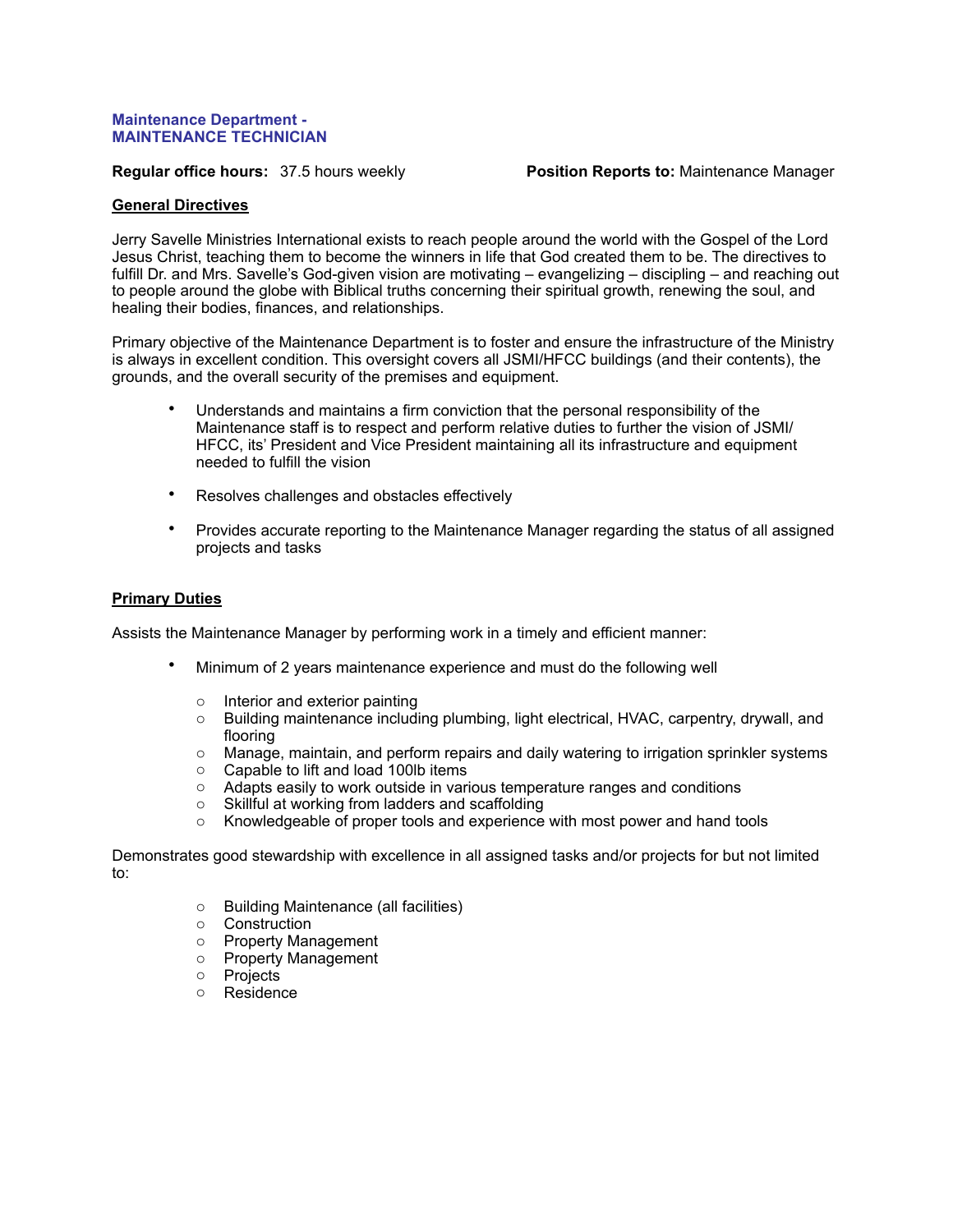**Maintenance Department -**
**MAINTENANCE TECHNICIAN**

**Regular office hours:** 37.5 hours weekly **Position Reports to:** Maintenance Manager

**<u>General Directives</u>**

Jerry Savelle Ministries International exists to reach people around the world with the Gospel of the Lord Jesus Christ, teaching them to become the winners in life that God created them to be. The directives to fulfill Dr. and Mrs. Savelle's God-given vision are motivating – evangelizing – discipling – and reaching out to people around the globe with Biblical truths concerning their spiritual growth, renewing the soul, and healing their bodies, finances, and relationships.

Primary objective of the Maintenance Department is to foster and ensure the infrastructure of the Ministry is always in excellent condition. This oversight covers all JSMI/HFCC buildings (and their contents), the grounds, and the overall security of the premises and equipment.

- Understands and maintains a firm conviction that the personal responsibility of the Maintenance staff is to respect and perform relative duties to further the vision of JSMI/HFCC, its' President and Vice President maintaining all its infrastructure and equipment needed to fulfill the vision
- Resolves challenges and obstacles effectively
- Provides accurate reporting to the Maintenance Manager regarding the status of all assigned projects and tasks

**<u>Primary Duties</u>**

Assists the Maintenance Manager by performing work in a timely and efficient manner:

- Minimum of 2 years maintenance experience and must do the following well
    - Interior and exterior painting
    - Building maintenance including plumbing, light electrical, HVAC, carpentry, drywall, and flooring
    - Manage, maintain, and perform repairs and daily watering to irrigation sprinkler systems
    - Capable to lift and load 100lb items
    - Adapts easily to work outside in various temperature ranges and conditions
    - Skillful at working from ladders and scaffolding
    - Knowledgeable of proper tools and experience with most power and hand tools

Demonstrates good stewardship with excellence in all assigned tasks and/or projects for but not limited to:

- Building Maintenance (all facilities)
- Construction
- Property Management
- Property Management
- Projects
- Residence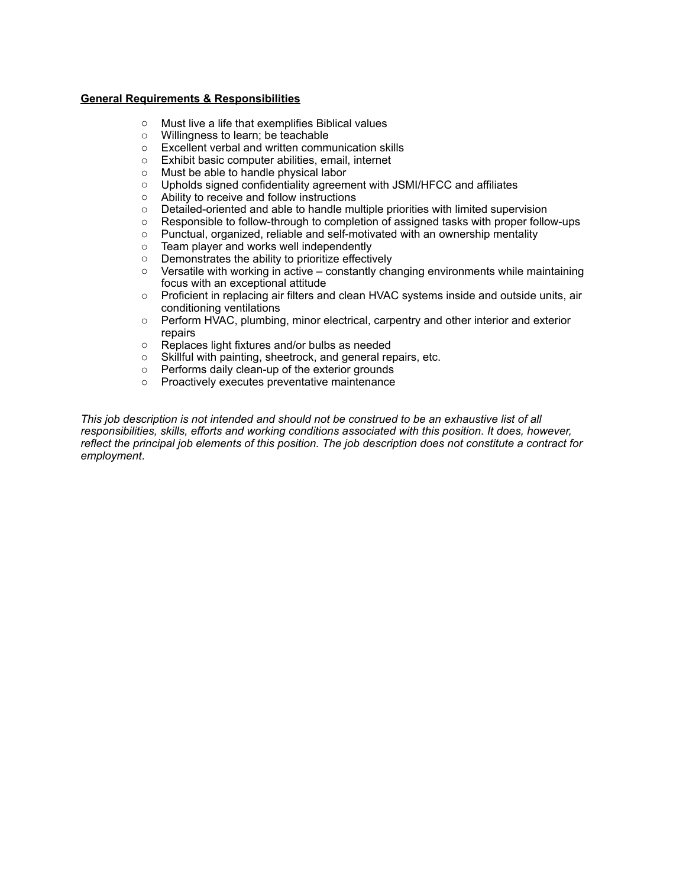**General Requirements & Responsibilities**

- Must live a life that exemplifies Biblical values
- Willingness to learn; be teachable
- Excellent verbal and written communication skills
- Exhibit basic computer abilities, email, internet
- Must be able to handle physical labor
- Upholds signed confidentiality agreement with JSMI/HFCC and affiliates
- Ability to receive and follow instructions
- Detailed-oriented and able to handle multiple priorities with limited supervision
- Responsible to follow-through to completion of assigned tasks with proper follow-ups
- Punctual, organized, reliable and self-motivated with an ownership mentality
- Team player and works well independently
- Demonstrates the ability to prioritize effectively
- Versatile with working in active – constantly changing environments while maintaining focus with an exceptional attitude
- Proficient in replacing air filters and clean HVAC systems inside and outside units, air conditioning ventilations
- Perform HVAC, plumbing, minor electrical, carpentry and other interior and exterior repairs
- Replaces light fixtures and/or bulbs as needed
- Skillful with painting, sheetrock, and general repairs, etc.
- Performs daily clean-up of the exterior grounds
- Proactively executes preventative maintenance

*This job description is not intended and should not be construed to be an exhaustive list of all responsibilities, skills, efforts and working conditions associated with this position. It does, however, reflect the principal job elements of this position. The job description does not constitute a contract for employment.*